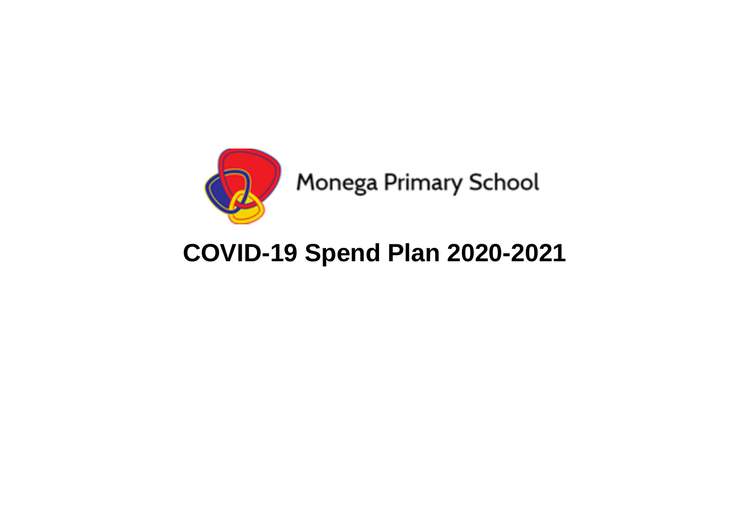Monega Primary School

# COVID-19 Spend Plan 2020-2021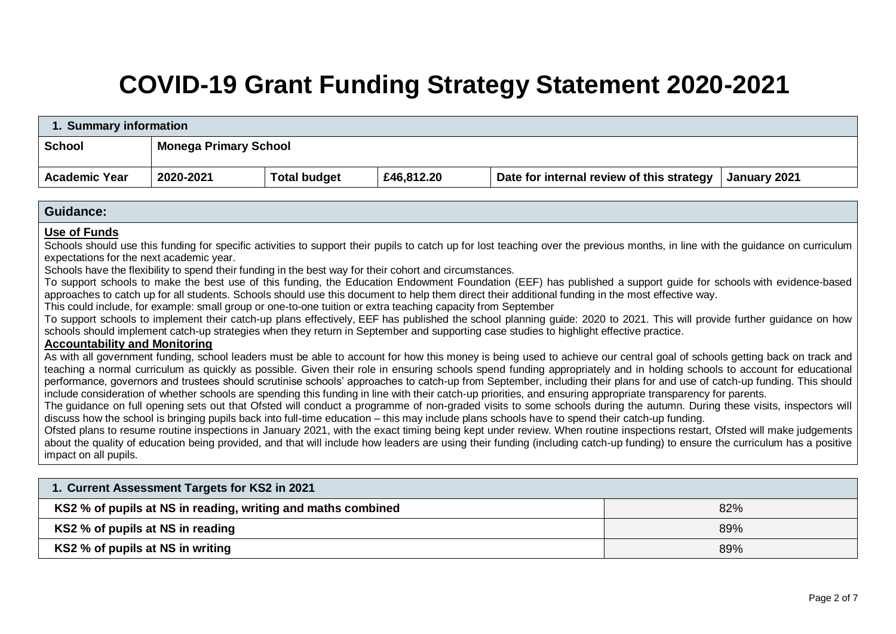# COVID-19 Grant Funding Strategy Statement 2020-2021

| 1. Summary information | | | | | |
|---|---|---|---|---|---|
| **School** | **Monega Primary School** | | | | |
| **Academic Year** | **2020-2021** | **Total budget** | **£46,812.20** | **Date for internal review of this strategy** | **January 2021** |

## Guidance:

**Use of Funds**

Schools should use this funding for specific activities to support their pupils to catch up for lost teaching over the previous months, in line with the guidance on curriculum expectations for the next academic year.

Schools have the flexibility to spend their funding in the best way for their cohort and circumstances.

To support schools to make the best use of this funding, the Education Endowment Foundation (EEF) has published a support guide for schools with evidence-based approaches to catch up for all students. Schools should use this document to help them direct their additional funding in the most effective way.

This could include, for example: small group or one-to-one tuition or extra teaching capacity from September

To support schools to implement their catch-up plans effectively, EEF has published the school planning guide: 2020 to 2021. This will provide further guidance on how schools should implement catch-up strategies when they return in September and supporting case studies to highlight effective practice.

**Accountability and Monitoring**

As with all government funding, school leaders must be able to account for how this money is being used to achieve our central goal of schools getting back on track and teaching a normal curriculum as quickly as possible. Given their role in ensuring schools spend funding appropriately and in holding schools to account for educational performance, governors and trustees should scrutinise schools' approaches to catch-up from September, including their plans for and use of catch-up funding. This should include consideration of whether schools are spending this funding in line with their catch-up priorities, and ensuring appropriate transparency for parents.

The guidance on full opening sets out that Ofsted will conduct a programme of non-graded visits to some schools during the autumn. During these visits, inspectors will discuss how the school is bringing pupils back into full-time education – this may include plans schools have to spend their catch-up funding.

Ofsted plans to resume routine inspections in January 2021, with the exact timing being kept under review. When routine inspections restart, Ofsted will make judgements about the quality of education being provided, and that will include how leaders are using their funding (including catch-up funding) to ensure the curriculum has a positive impact on all pupils.

| 1. Current Assessment Targets for KS2 in 2021 | |
|---|---|
| **KS2 % of pupils at NS in reading, writing and maths combined** | 82% |
| **KS2 % of pupils at NS in reading** | 89% |
| **KS2 % of pupils at NS in writing** | 89% |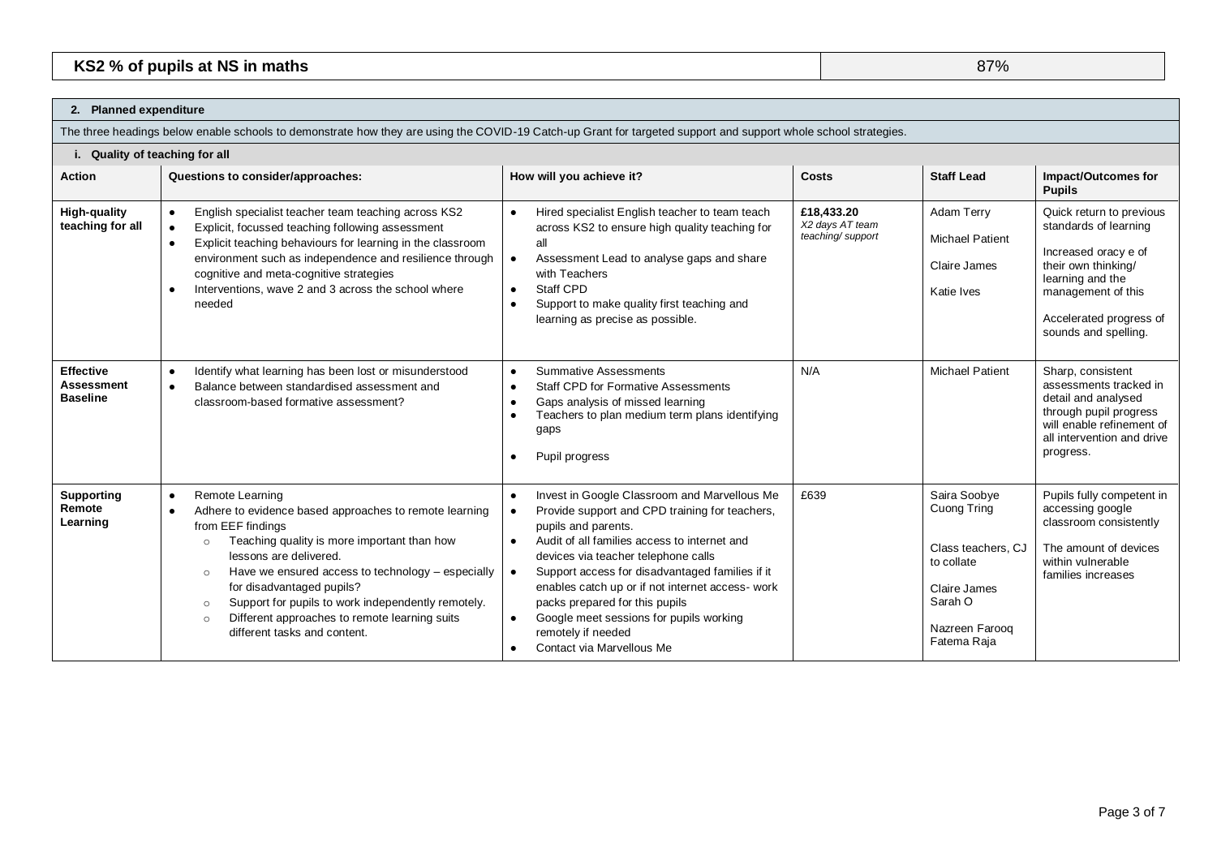| KS2 % of pupils at NS in maths | 87% |
|---|---|

## 2. Planned expenditure

The three headings below enable schools to demonstrate how they are using the COVID-19 Catch-up Grant for targeted support and support whole school strategies.

### i. Quality of teaching for all

| Action | Questions to consider/approaches: | How will you achieve it? | Costs | Staff Lead | Impact/Outcomes for Pupils |
|---|---|---|---|---|---|
| **High-quality teaching for all** | • English specialist teacher team teaching across KS2<br>• Explicit, focussed teaching following assessment<br>• Explicit teaching behaviours for learning in the classroom environment such as independence and resilience through cognitive and meta-cognitive strategies<br>• Interventions, wave 2 and 3 across the school where needed | • Hired specialist English teacher to team teach across KS2 to ensure high quality teaching for all<br>• Assessment Lead to analyse gaps and share with Teachers<br>• Staff CPD<br>• Support to make quality first teaching and learning as precise as possible. | **£18,433.20**<br>*X2 days AT team teaching/ support* | Adam Terry<br>Michael Patient<br>Claire James<br>Katie Ives | Quick return to previous standards of learning<br><br>Increased oracy e of their own thinking/ learning and the management of this<br><br>Accelerated progress of sounds and spelling. |
| **Effective Assessment Baseline** | • Identify what learning has been lost or misunderstood<br>• Balance between standardised assessment and classroom-based formative assessment? | • Summative Assessments<br>• Staff CPD for Formative Assessments<br>• Gaps analysis of missed learning<br>• Teachers to plan medium term plans identifying gaps<br>• Pupil progress | N/A | Michael Patient | Sharp, consistent assessments tracked in detail and analysed through pupil progress will enable refinement of all intervention and drive progress. |
| **Supporting Remote Learning** | • Remote Learning<br>• Adhere to evidence based approaches to remote learning from EEF findings<br>  ○ Teaching quality is more important than how lessons are delivered.<br>  ○ Have we ensured access to technology – especially for disadvantaged pupils?<br>  ○ Support for pupils to work independently remotely.<br>  ○ Different approaches to remote learning suits different tasks and content. | • Invest in Google Classroom and Marvellous Me<br>• Provide support and CPD training for teachers, pupils and parents.<br>• Audit of all families access to internet and devices via teacher telephone calls<br>• Support access for disadvantaged families if it enables catch up or if not internet access- work packs prepared for this pupils<br>• Google meet sessions for pupils working remotely if needed<br>• Contact via Marvellous Me | £639 | Saira Soobye<br>Cuong Tring<br><br>Class teachers, CJ to collate<br><br>Claire James<br>Sarah O<br><br>Nazreen Farooq<br>Fatema Raja | Pupils fully competent in accessing google classroom consistently<br><br>The amount of devices within vulnerable families increases |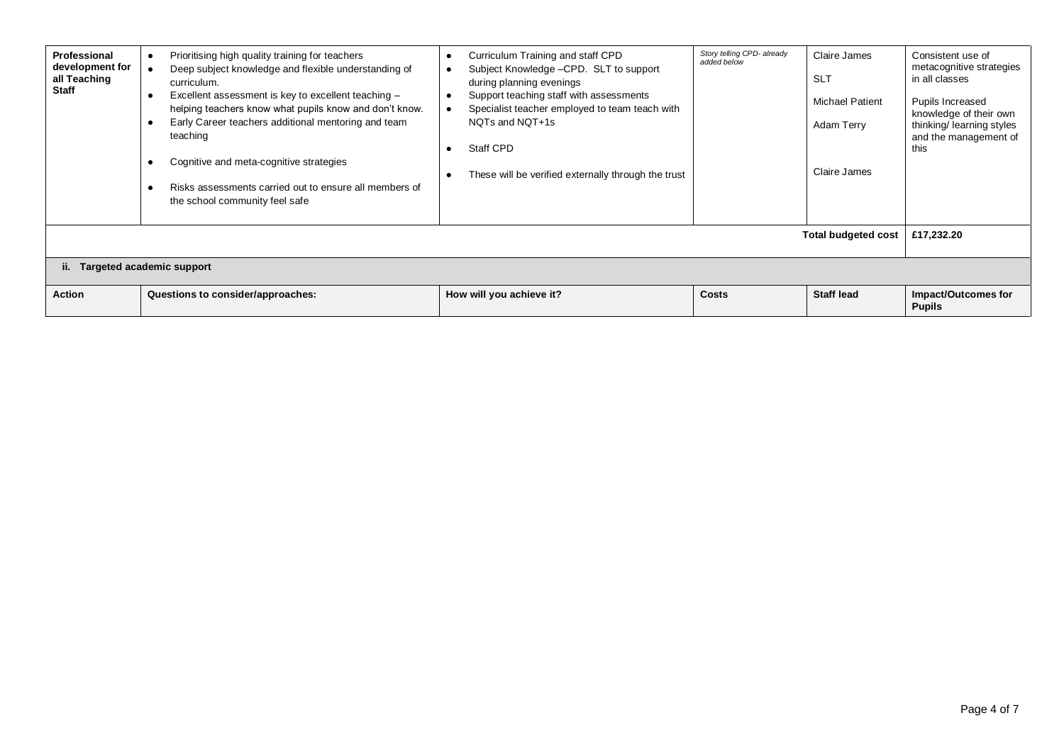| **Professional development for all Teaching Staff** | • Prioritising high quality training for teachers<br>• Deep subject knowledge and flexible understanding of curriculum.<br>• Excellent assessment is key to excellent teaching – helping teachers know what pupils know and don't know.<br>• Early Career teachers additional mentoring and team teaching<br>• Cognitive and meta-cognitive strategies<br>• Risks assessments carried out to ensure all members of the school community feel safe | • Curriculum Training and staff CPD<br>• Subject Knowledge –CPD. SLT to support during planning evenings<br>• Support teaching staff with assessments<br>• Specialist teacher employed to team teach with NQTs and NQT+1s<br>• Staff CPD<br>• These will be verified externally through the trust | *Story telling CPD- already added below* | Claire James<br><br>SLT<br><br>Michael Patient<br><br>Adam Terry<br><br>Claire James | Consistent use of metacognitive strategies in all classes<br><br>Pupils Increased knowledge of their own thinking/ learning styles and the management of this |
|---|---|---|---|---|---|
| | | | | **Total budgeted cost** | **£17,232.20** |

**ii. Targeted academic support**

| **Action** | **Questions to consider/approaches:** | **How will you achieve it?** | **Costs** | **Staff lead** | **Impact/Outcomes for Pupils** |
|---|---|---|---|---|---|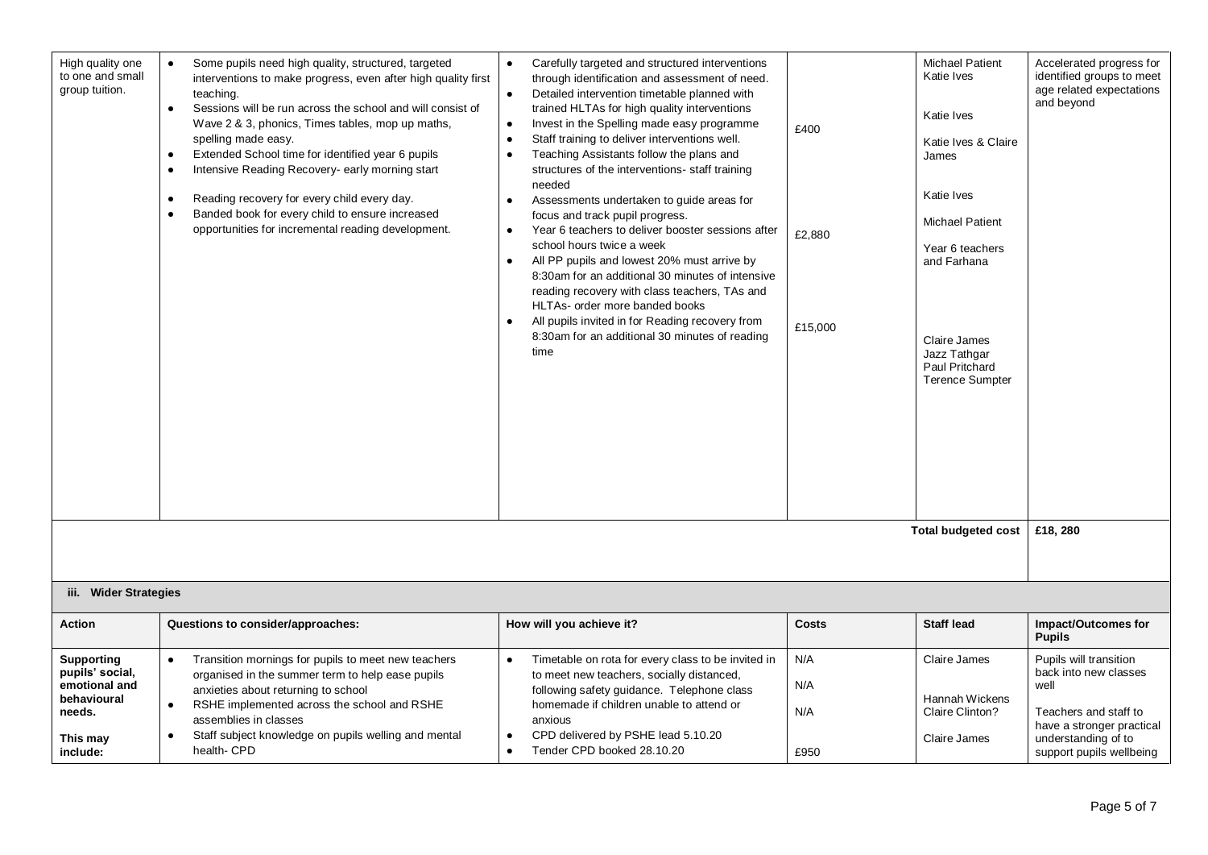| High quality one to one and small group tuition. | • Some pupils need high quality, structured, targeted interventions to make progress, even after high quality first teaching.<br>• Sessions will be run across the school and will consist of Wave 2 & 3, phonics, Times tables, mop up maths, spelling made easy.<br>• Extended School time for identified year 6 pupils<br>• Intensive Reading Recovery- early morning start<br>• Reading recovery for every child every day.<br>• Banded book for every child to ensure increased opportunities for incremental reading development. | • Carefully targeted and structured interventions through identification and assessment of need.<br>• Detailed intervention timetable planned with trained HLTAs for high quality interventions<br>• Invest in the Spelling made easy programme<br>• Staff training to deliver interventions well.<br>• Teaching Assistants follow the plans and structures of the interventions- staff training needed<br>• Assessments undertaken to guide areas for focus and track pupil progress.<br>• Year 6 teachers to deliver booster sessions after school hours twice a week<br>• All PP pupils and lowest 20% must arrive by 8:30am for an additional 30 minutes of intensive reading recovery with class teachers, TAs and HLTAs- order more banded books<br>• All pupils invited in for Reading recovery from 8:30am for an additional 30 minutes of reading time | £400<br><br>£2,880<br><br>£15,000 | Michael Patient<br>Katie Ives<br><br>Katie Ives<br><br>Katie Ives & Claire James<br><br>Katie Ives<br><br>Michael Patient<br><br>Year 6 teachers and Farhana<br><br>Claire James<br>Jazz Tathgar<br>Paul Pritchard<br>Terence Sumpter | Accelerated progress for identified groups to meet age related expectations and beyond |
|---|---|---|---|---|---|
| | | | | **Total budgeted cost** | **£18, 280** |

**iii. Wider Strategies**

| Action | Questions to consider/approaches: | How will you achieve it? | Costs | Staff lead | Impact/Outcomes for Pupils |
|---|---|---|---|---|---|
| **Supporting pupils' social, emotional and behavioural needs.**<br><br>**This may include:** | • Transition mornings for pupils to meet new teachers organised in the summer term to help ease pupils anxieties about returning to school<br>• RSHE implemented across the school and RSHE assemblies in classes<br>• Staff subject knowledge on pupils welling and mental health- CPD | • Timetable on rota for every class to be invited in to meet new teachers, socially distanced, following safety guidance. Telephone class homemade if children unable to attend or anxious<br>• CPD delivered by PSHE lead 5.10.20<br>• Tender CPD booked 28.10.20 | N/A<br><br>N/A<br><br>N/A<br><br>£950 | Claire James<br><br>Hannah Wickens<br>Claire Clinton?<br><br>Claire James | Pupils will transition back into new classes well<br><br>Teachers and staff to have a stronger practical understanding of to support pupils wellbeing |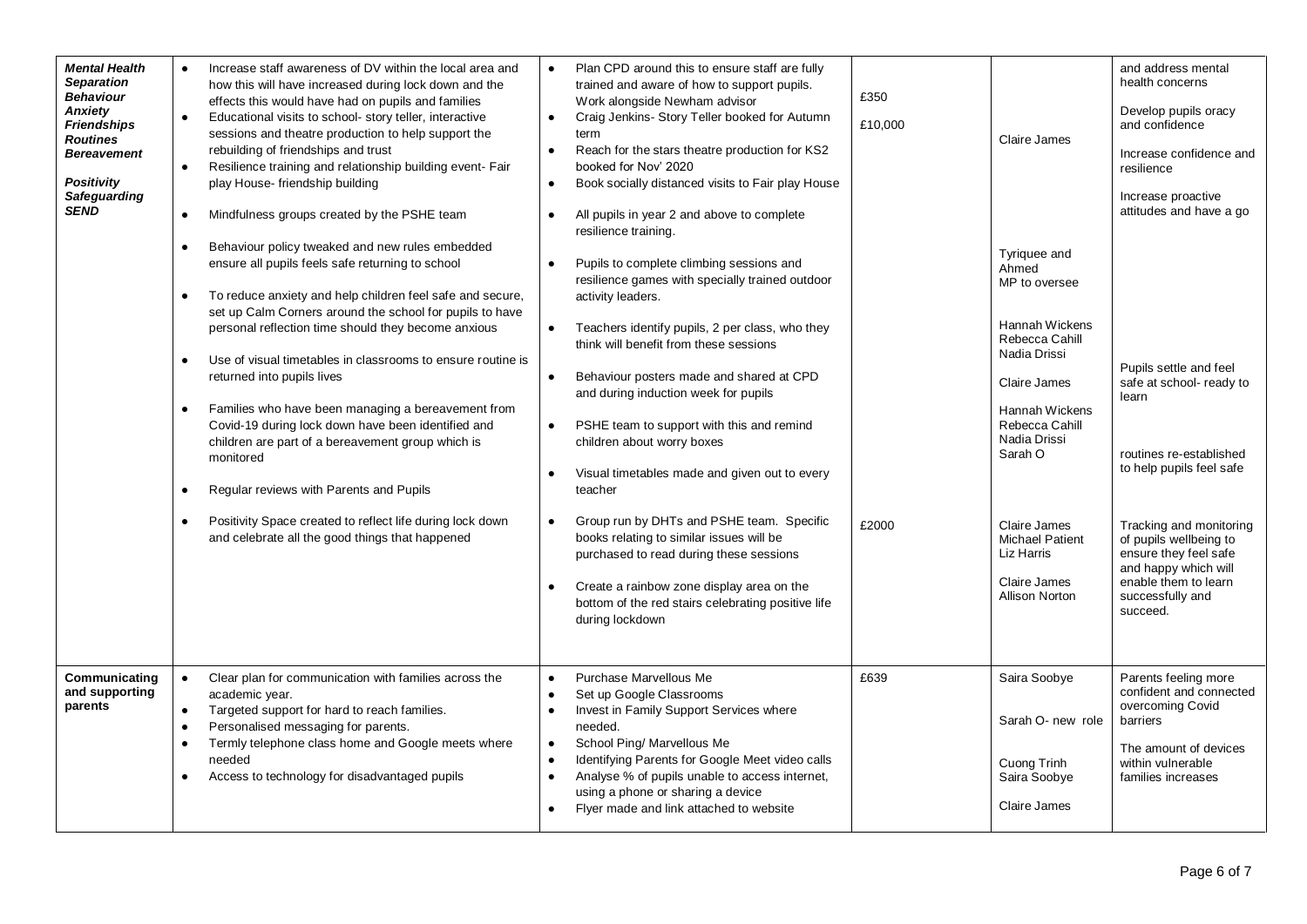| *Mental Health* *Separation* *Behaviour* *Anxiety* *Friendships* *Routines* *Bereavement* *Positivity* *Safeguarding* *SEND* | • Increase staff awareness of DV within the local area and how this will have increased during lock down and the effects this would have had on pupils and families<br>• Educational visits to school- story teller, interactive sessions and theatre production to help support the rebuilding of friendships and trust<br>• Resilience training and relationship building event- Fair play House- friendship building<br>• Mindfulness groups created by the PSHE team<br>• Behaviour policy tweaked and new rules embedded ensure all pupils feels safe returning to school<br>• To reduce anxiety and help children feel safe and secure, set up Calm Corners around the school for pupils to have personal reflection time should they become anxious<br>• Use of visual timetables in classrooms to ensure routine is returned into pupils lives<br>• Families who have been managing a bereavement from Covid-19 during lock down have been identified and children are part of a bereavement group which is monitored<br>• Regular reviews with Parents and Pupils<br>• Positivity Space created to reflect life during lock down and celebrate all the good things that happened | • Plan CPD around this to ensure staff are fully trained and aware of how to support pupils. Work alongside Newham advisor<br>• Craig Jenkins- Story Teller booked for Autumn term<br>• Reach for the stars theatre production for KS2 booked for Nov' 2020<br>• Book socially distanced visits to Fair play House<br>• All pupils in year 2 and above to complete resilience training.<br>• Pupils to complete climbing sessions and resilience games with specially trained outdoor activity leaders.<br>• Teachers identify pupils, 2 per class, who they think will benefit from these sessions<br>• Behaviour posters made and shared at CPD and during induction week for pupils<br>• PSHE team to support with this and remind children about worry boxes<br>• Visual timetables made and given out to every teacher<br>• Group run by DHTs and PSHE team. Specific books relating to similar issues will be purchased to read during these sessions<br>• Create a rainbow zone display area on the bottom of the red stairs celebrating positive life during lockdown | £350<br>£10,000<br><br>£2000 | Claire James<br><br>Tyriquee and Ahmed<br>MP to oversee<br><br>Hannah Wickens<br>Rebecca Cahill<br>Nadia Drissi<br><br>Claire James<br><br>Hannah Wickens<br>Rebecca Cahill<br>Nadia Drissi<br>Sarah O<br><br>Claire James<br>Michael Patient<br>Liz Harris<br><br>Claire James<br>Allison Norton | and address mental health concerns<br><br>Develop pupils oracy and confidence<br><br>Increase confidence and resilience<br><br>Increase proactive attitudes and have a go<br><br>Pupils settle and feel safe at school- ready to learn<br><br>routines re-established to help pupils feel safe<br><br>Tracking and monitoring of pupils wellbeing to ensure they feel safe and happy which will enable them to learn successfully and succeed. |
|---|---|---|---|---|---|
| **Communicating and supporting parents** | • Clear plan for communication with families across the academic year.<br>• Targeted support for hard to reach families.<br>• Personalised messaging for parents.<br>• Termly telephone class home and Google meets where needed<br>• Access to technology for disadvantaged pupils | • Purchase Marvellous Me<br>• Set up Google Classrooms<br>• Invest in Family Support Services where needed.<br>• School Ping/ Marvellous Me<br>• Identifying Parents for Google Meet video calls<br>• Analyse % of pupils unable to access internet, using a phone or sharing a device<br>• Flyer made and link attached to website | £639 | Saira Soobye<br><br>Sarah O- new role<br><br>Cuong Trinh<br>Saira Soobye<br><br>Claire James | Parents feeling more confident and connected overcoming Covid barriers<br><br>The amount of devices within vulnerable families increases |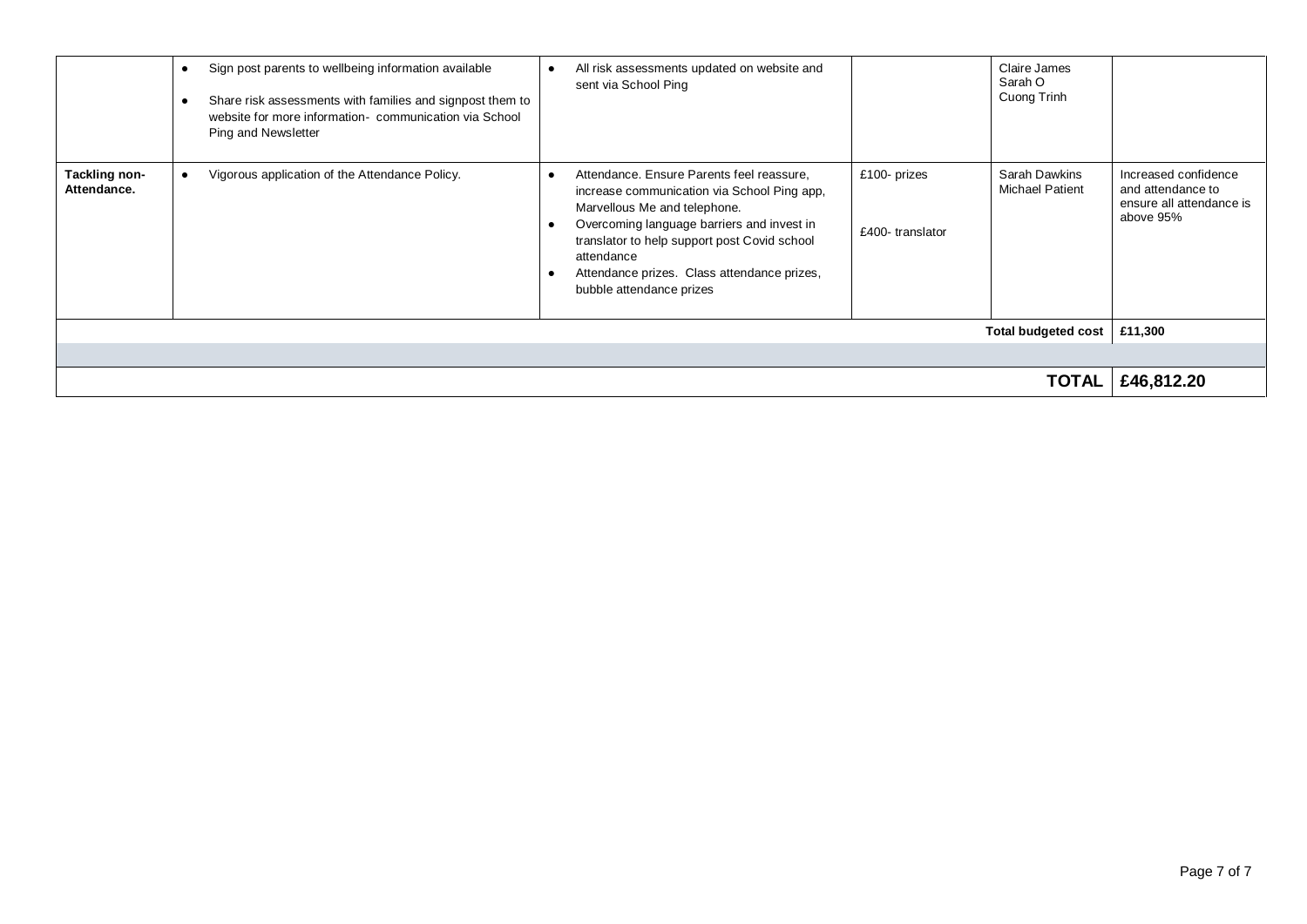| | | | | | |
|---|---|---|---|---|---|
| | • Sign post parents to wellbeing information available<br>• Share risk assessments with families and signpost them to website for more information- communication via School Ping and Newsletter | • All risk assessments updated on website and sent via School Ping | | Claire James<br>Sarah O<br>Cuong Trinh | |
| **Tackling non-Attendance.** | • Vigorous application of the Attendance Policy. | • Attendance. Ensure Parents feel reassure, increase communication via School Ping app, Marvellous Me and telephone.<br>• Overcoming language barriers and invest in translator to help support post Covid school attendance<br>• Attendance prizes. Class attendance prizes, bubble attendance prizes | £100- prizes<br>£400- translator | Sarah Dawkins<br>Michael Patient | Increased confidence and attendance to ensure all attendance is above 95% |
| | | | | **Total budgeted cost** | **£11,300** |
| | | | | | |
| | | | | **TOTAL** | **£46,812.20** |